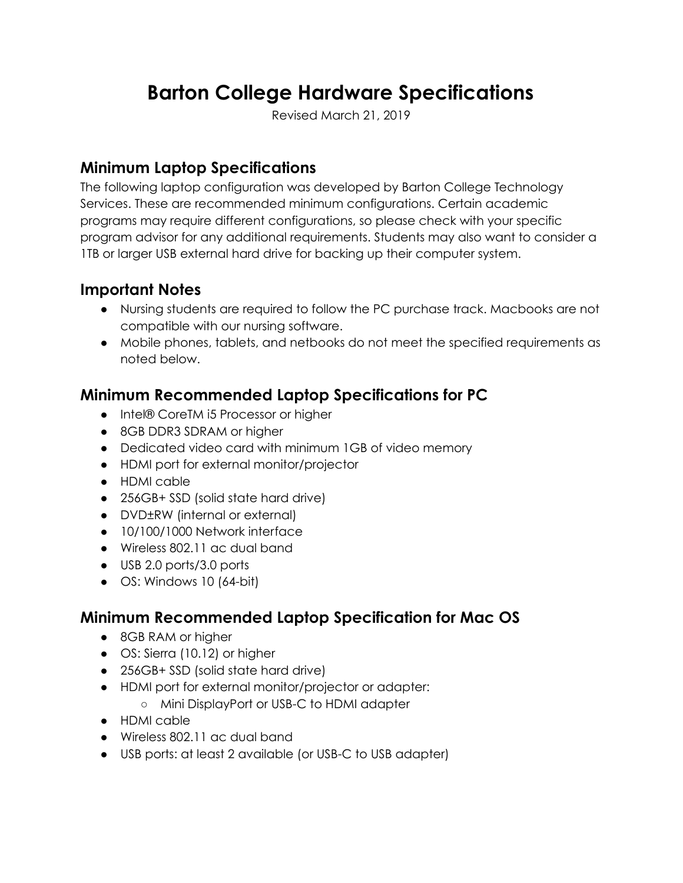# Barton College Hardware Specifications

Revised March 21, 2019

## Minimum Laptop Specifications

The following laptop configuration was developed by Barton College Technology Services. These are recommended minimum configurations. Certain academic programs may require different configurations, so please check with your specific program advisor for any additional requirements. Students may also want to consider a 1TB or larger USB external hard drive for backing up their computer system.

## Important Notes

- Nursing students are required to follow the PC purchase track. Macbooks are not compatible with our nursing software.
- Mobile phones, tablets, and netbooks do not meet the specified requirements as noted below.

## Minimum Recommended Laptop Specifications for PC

- Intel® CoreTM i5 Processor or higher
- 8GB DDR3 SDRAM or higher
- Dedicated video card with minimum 1GB of video memory
- HDMI port for external monitor/projector
- HDMI cable
- 256GB+ SSD (solid state hard drive)
- DVD±RW (internal or external)
- 10/100/1000 Network interface
- Wireless 802.11 ac dual band
- USB 2.0 ports/3.0 ports
- OS: Windows 10 (64-bit)

## Minimum Recommended Laptop Specification for Mac OS

- 8GB RAM or higher
- OS: Sierra (10.12) or higher
- 256GB+ SSD (solid state hard drive)
- HDMI port for external monitor/projector or adapter:
  - Mini DisplayPort or USB-C to HDMI adapter
- HDMI cable
- Wireless 802.11 ac dual band
- USB ports: at least 2 available (or USB-C to USB adapter)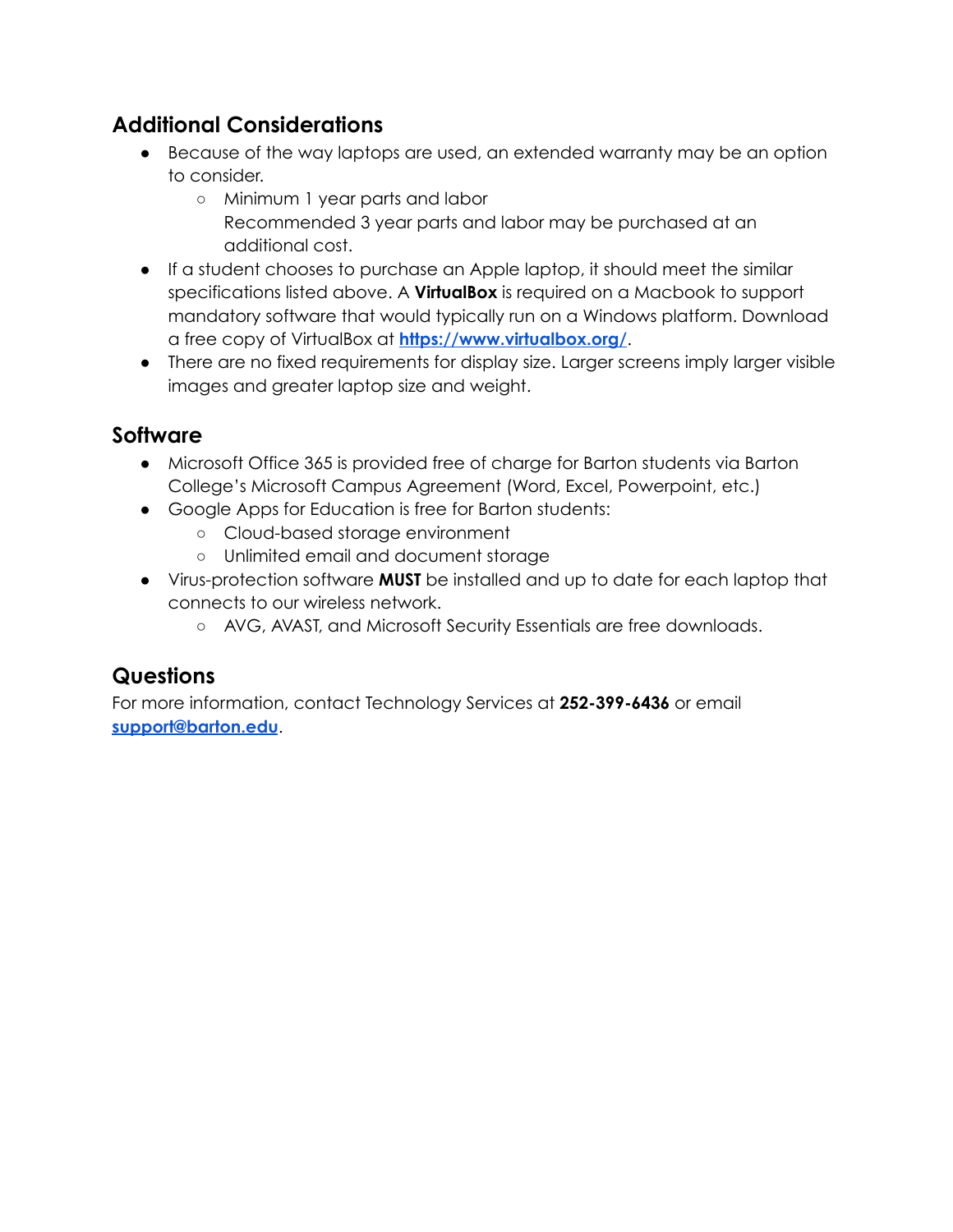## Additional Considerations

- Because of the way laptops are used, an extended warranty may be an option to consider.
    - Minimum 1 year parts and labor
      Recommended 3 year parts and labor may be purchased at an additional cost.
- If a student chooses to purchase an Apple laptop, it should meet the similar specifications listed above. A **VirtualBox** is required on a Macbook to support mandatory software that would typically run on a Windows platform. Download a free copy of VirtualBox at **[https://www.virtualbox.org/](https://www.virtualbox.org/)**.
- There are no fixed requirements for display size. Larger screens imply larger visible images and greater laptop size and weight.

## Software

- Microsoft Office 365 is provided free of charge for Barton students via Barton College's Microsoft Campus Agreement (Word, Excel, Powerpoint, etc.)
- Google Apps for Education is free for Barton students:
    - Cloud-based storage environment
    - Unlimited email and document storage
- Virus-protection software **MUST** be installed and up to date for each laptop that connects to our wireless network.
    - AVG, AVAST, and Microsoft Security Essentials are free downloads.

## Questions

For more information, contact Technology Services at **252-399-6436** or email **[support@barton.edu](mailto:support@barton.edu)**.